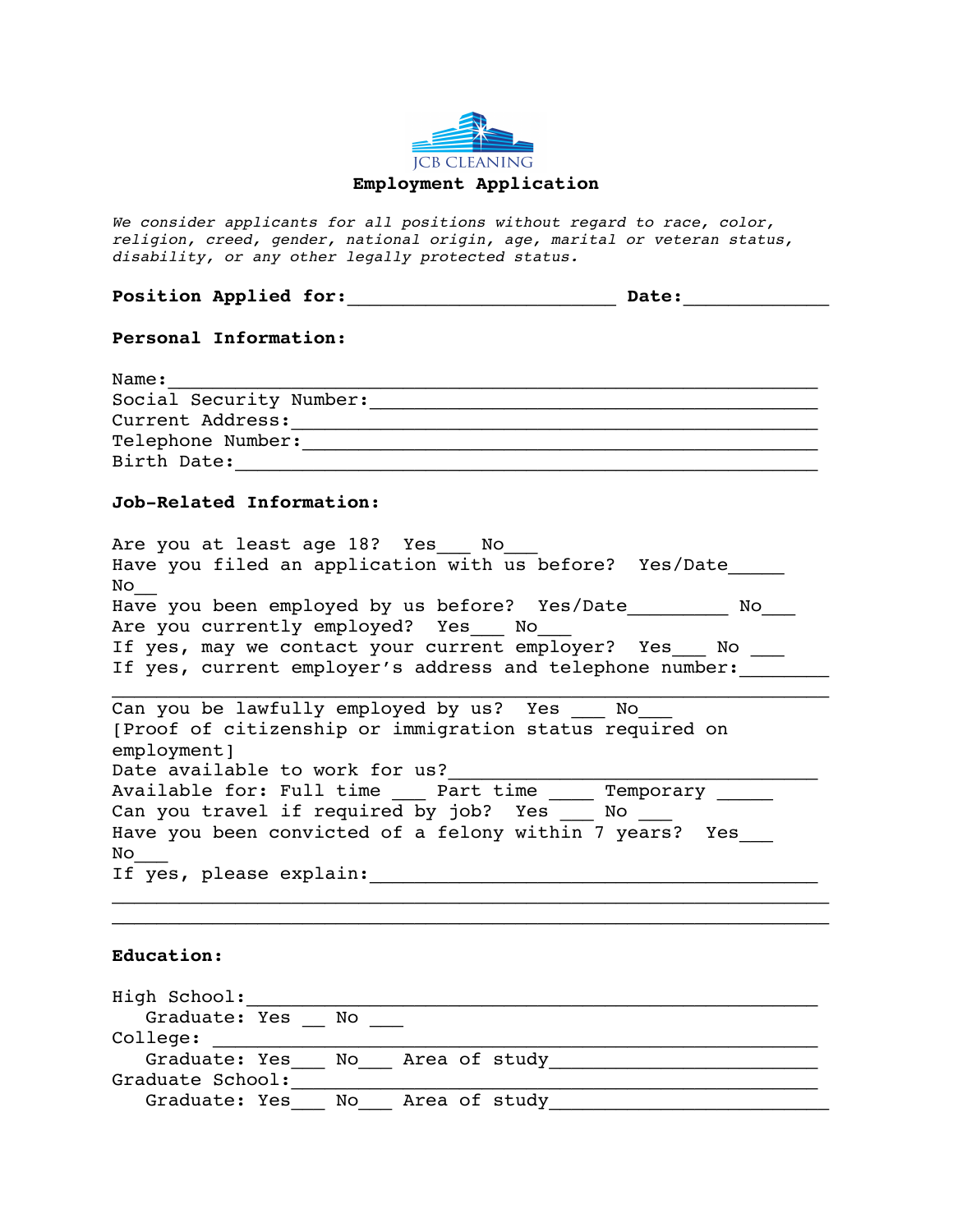JCB CLEANING

# Employment Application

*We consider applicants for all positions without regard to race, color, religion, creed, gender, national origin, age, marital or veteran status, disability, or any other legally protected status.*

**Position Applied for:**________________________ **Date:**_____________

**Personal Information:**

Name:__________________________________________________________
Social Security Number:__________________________________________
Current Address:_______________________________________________
Telephone Number:______________________________________________
Birth Date:____________________________________________________

**Job-Related Information:**

Are you at least age 18? Yes___ No___
Have you filed an application with us before? Yes/Date_____ No__
Have you been employed by us before? Yes/Date_________ No___
Are you currently employed? Yes___ No___
If yes, may we contact your current employer? Yes___ No ___
If yes, current employer's address and telephone number:________
________________________________________________________________
Can you be lawfully employed by us? Yes ___ No___
[Proof of citizenship or immigration status required on employment]
Date available to work for us?__________________________________
Available for: Full time ___ Part time ____ Temporary _____
Can you travel if required by job? Yes ___ No ___
Have you been convicted of a felony within 7 years? Yes___ No___
If yes, please explain:_________________________________________
________________________________________________________________
________________________________________________________________

**Education:**

High School:___________________________________________________
Graduate: Yes __ No ___
College:_______________________________________________________
Graduate: Yes___ No___ Area of study________________________
Graduate School:_______________________________________________
Graduate: Yes___ No___ Area of study________________________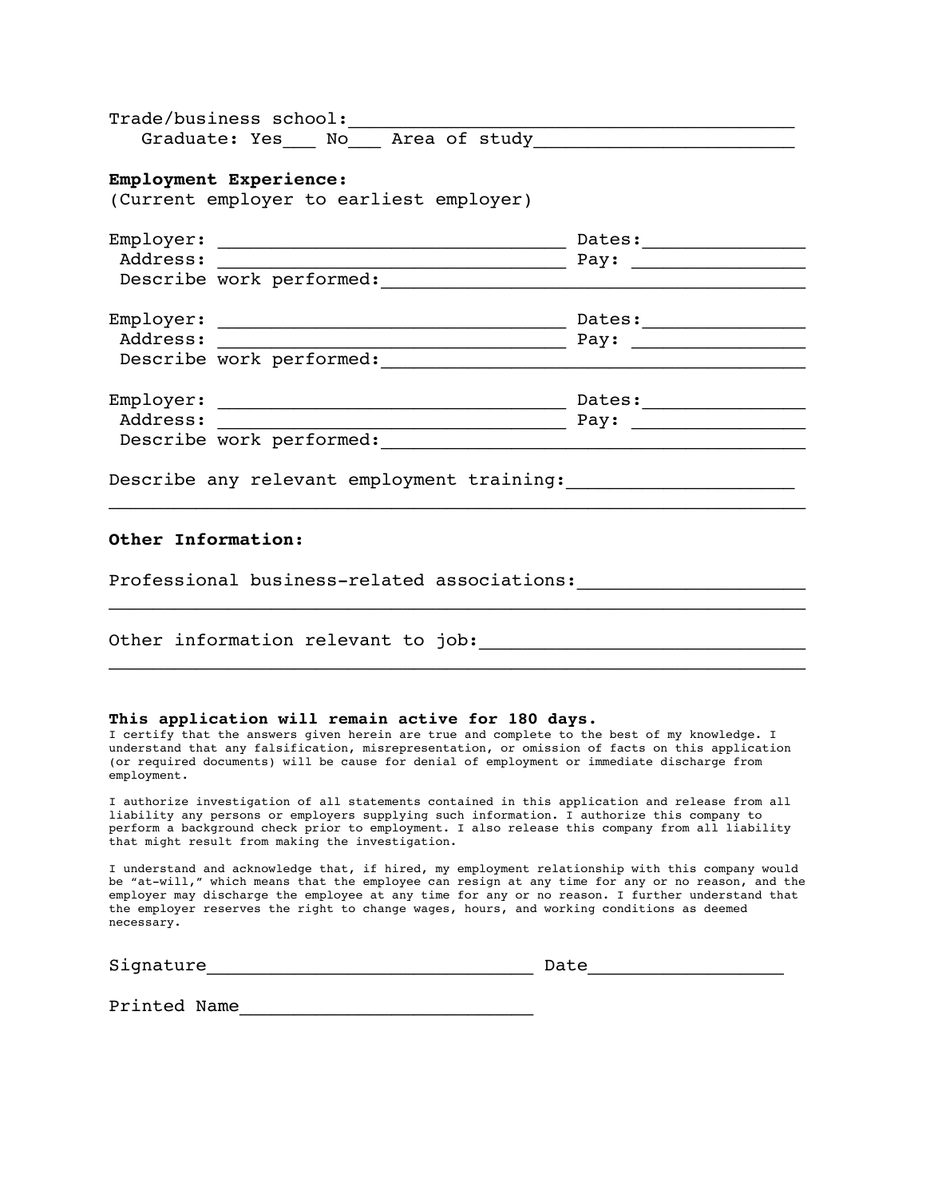Trade/business school:___________________________________________

Graduate: Yes___ No___ Area of study________________________

**Employment Experience:**
(Current employer to earliest employer)

Employer: ________________________________ Dates:_______________
Address: ________________________________ Pay: ________________
Describe work performed:_______________________________________

Employer: ________________________________ Dates:_______________
Address: ________________________________ Pay: ________________
Describe work performed:_______________________________________

Employer: ________________________________ Dates:_______________
Address: ________________________________ Pay: ________________
Describe work performed:_______________________________________

Describe any relevant employment training:____________________
________________________________________________________________

**Other Information:**

Professional business-related associations:____________________
________________________________________________________________

Other information relevant to job:______________________________
________________________________________________________________

**This application will remain active for 180 days.**

I certify that the answers given herein are true and complete to the best of my knowledge. I understand that any falsification, misrepresentation, or omission of facts on this application (or required documents) will be cause for denial of employment or immediate discharge from employment.

I authorize investigation of all statements contained in this application and release from all liability any persons or employers supplying such information. I authorize this company to perform a background check prior to employment. I also release this company from all liability that might result from making the investigation.

I understand and acknowledge that, if hired, my employment relationship with this company would be "at-will," which means that the employee can resign at any time for any or no reason, and the employer may discharge the employee at any time for any or no reason. I further understand that the employer reserves the right to change wages, hours, and working conditions as deemed necessary.

Signature______________________________ Date__________________

Printed Name___________________________